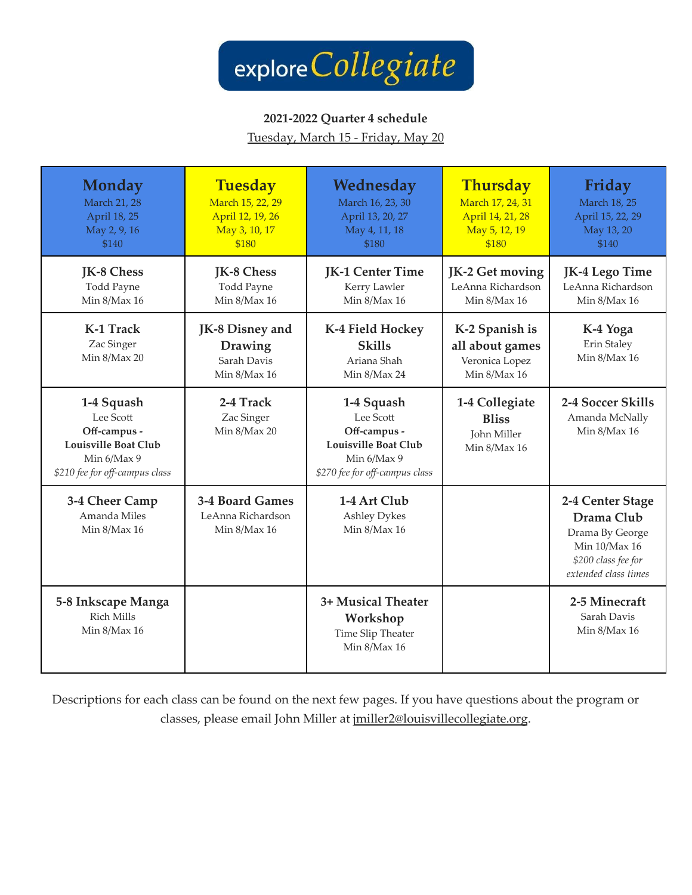# exploreCollegiate

**2021-2022 Quarter 4 schedule**

Tuesday, March 15 - Friday, May 20

| Monday<br>March 21, 28<br>April 18, 25<br>May 2, 9, 16<br>$140 | Tuesday<br>March 15, 22, 29<br>April 12, 19, 26<br>May 3, 10, 17<br>$180 | Wednesday<br>March 16, 23, 30<br>April 13, 20, 27<br>May 4, 11, 18<br>$180 | Thursday<br>March 17, 24, 31<br>April 14, 21, 28<br>May 5, 12, 19<br>$180 | Friday<br>March 18, 25<br>April 15, 22, 29<br>May 13, 20<br>$140 |
|---|---|---|---|---|
| **JK-8 Chess**<br>Todd Payne<br>Min 8/Max 16 | **JK-8 Chess**<br>Todd Payne<br>Min 8/Max 16 | **JK-1 Center Time**<br>Kerry Lawler<br>Min 8/Max 16 | **JK-2 Get moving**<br>LeAnna Richardson<br>Min 8/Max 16 | **JK-4 Lego Time**<br>LeAnna Richardson<br>Min 8/Max 16 |
| **K-1 Track**<br>Zac Singer<br>Min 8/Max 20 | **JK-8 Disney and Drawing**<br>Sarah Davis<br>Min 8/Max 16 | **K-4 Field Hockey Skills**<br>Ariana Shah<br>Min 8/Max 24 | **K-2 Spanish is all about games**<br>Veronica Lopez<br>Min 8/Max 16 | **K-4 Yoga**<br>Erin Staley<br>Min 8/Max 16 |
| **1-4 Squash**<br>Lee Scott<br>**Off-campus - Louisville Boat Club**<br>Min 6/Max 9<br>*$210 fee for off-campus class* | **2-4 Track**<br>Zac Singer<br>Min 8/Max 20 | **1-4 Squash**<br>Lee Scott<br>**Off-campus - Louisville Boat Club**<br>Min 6/Max 9<br>*$270 fee for off-campus class* | **1-4 Collegiate Bliss**<br>John Miller<br>Min 8/Max 16 | **2-4 Soccer Skills**<br>Amanda McNally<br>Min 8/Max 16 |
| **3-4 Cheer Camp**<br>Amanda Miles<br>Min 8/Max 16 | **3-4 Board Games**<br>LeAnna Richardson<br>Min 8/Max 16 | **1-4 Art Club**<br>Ashley Dykes<br>Min 8/Max 16 | | **2-4 Center Stage Drama Club**<br>Drama By George<br>Min 10/Max 16<br>*$200 class fee for extended class times* |
| **5-8 Inkscape Manga**<br>Rich Mills<br>Min 8/Max 16 | | **3+ Musical Theater Workshop**<br>Time Slip Theater<br>Min 8/Max 16 | | **2-5 Minecraft**<br>Sarah Davis<br>Min 8/Max 16 |

Descriptions for each class can be found on the next few pages. If you have questions about the program or classes, please email John Miller at jmiller2@louisvillecollegiate.org.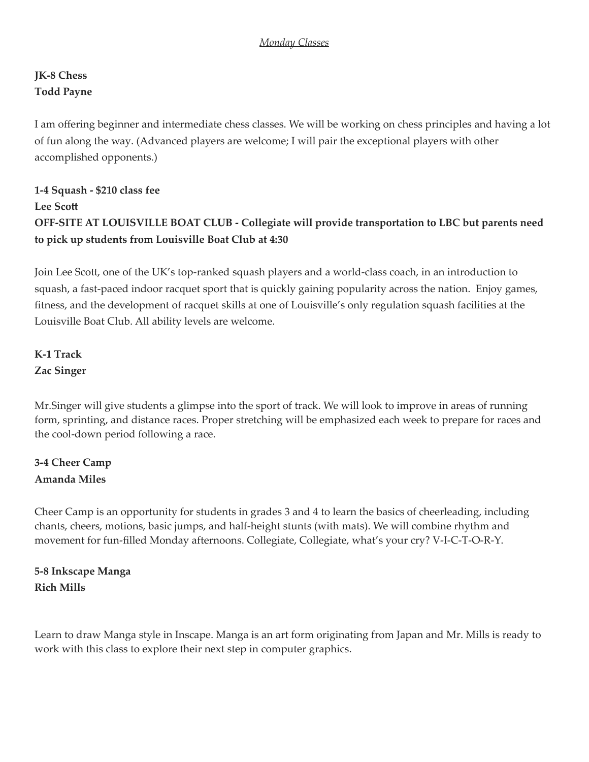*Monday Classes*

**JK-8 Chess**
**Todd Payne**

I am offering beginner and intermediate chess classes. We will be working on chess principles and having a lot of fun along the way. (Advanced players are welcome; I will pair the exceptional players with other accomplished opponents.)

**1-4 Squash - $210 class fee**
**Lee Scott**
**OFF-SITE AT LOUISVILLE BOAT CLUB - Collegiate will provide transportation to LBC but parents need to pick up students from Louisville Boat Club at 4:30**

Join Lee Scott, one of the UK's top-ranked squash players and a world-class coach, in an introduction to squash, a fast-paced indoor racquet sport that is quickly gaining popularity across the nation. Enjoy games, fitness, and the development of racquet skills at one of Louisville's only regulation squash facilities at the Louisville Boat Club. All ability levels are welcome.

**K-1 Track**
**Zac Singer**

Mr.Singer will give students a glimpse into the sport of track. We will look to improve in areas of running form, sprinting, and distance races. Proper stretching will be emphasized each week to prepare for races and the cool-down period following a race.

**3-4 Cheer Camp**
**Amanda Miles**

Cheer Camp is an opportunity for students in grades 3 and 4 to learn the basics of cheerleading, including chants, cheers, motions, basic jumps, and half-height stunts (with mats). We will combine rhythm and movement for fun-filled Monday afternoons. Collegiate, Collegiate, what's your cry? V-I-C-T-O-R-Y.

**5-8 Inkscape Manga**
**Rich Mills**

Learn to draw Manga style in Inscape. Manga is an art form originating from Japan and Mr. Mills is ready to work with this class to explore their next step in computer graphics.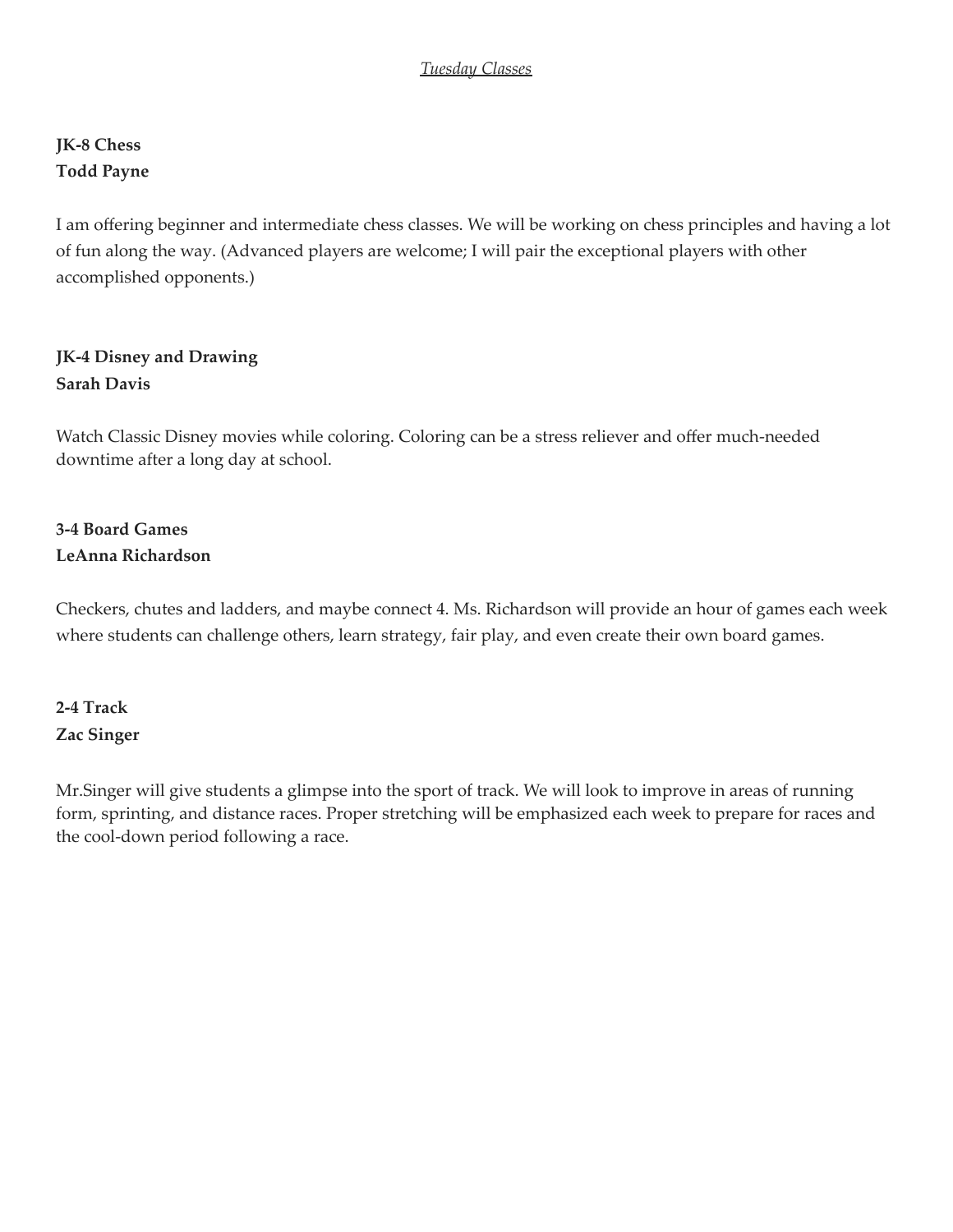*Tuesday Classes*

**JK-8 Chess**
**Todd Payne**

I am offering beginner and intermediate chess classes. We will be working on chess principles and having a lot of fun along the way. (Advanced players are welcome; I will pair the exceptional players with other accomplished opponents.)

**JK-4 Disney and Drawing**
**Sarah Davis**

Watch Classic Disney movies while coloring. Coloring can be a stress reliever and offer much-needed downtime after a long day at school.

**3-4 Board Games**
**LeAnna Richardson**

Checkers, chutes and ladders, and maybe connect 4. Ms. Richardson will provide an hour of games each week where students can challenge others, learn strategy, fair play, and even create their own board games.

**2-4 Track**
**Zac Singer**

Mr.Singer will give students a glimpse into the sport of track. We will look to improve in areas of running form, sprinting, and distance races. Proper stretching will be emphasized each week to prepare for races and the cool-down period following a race.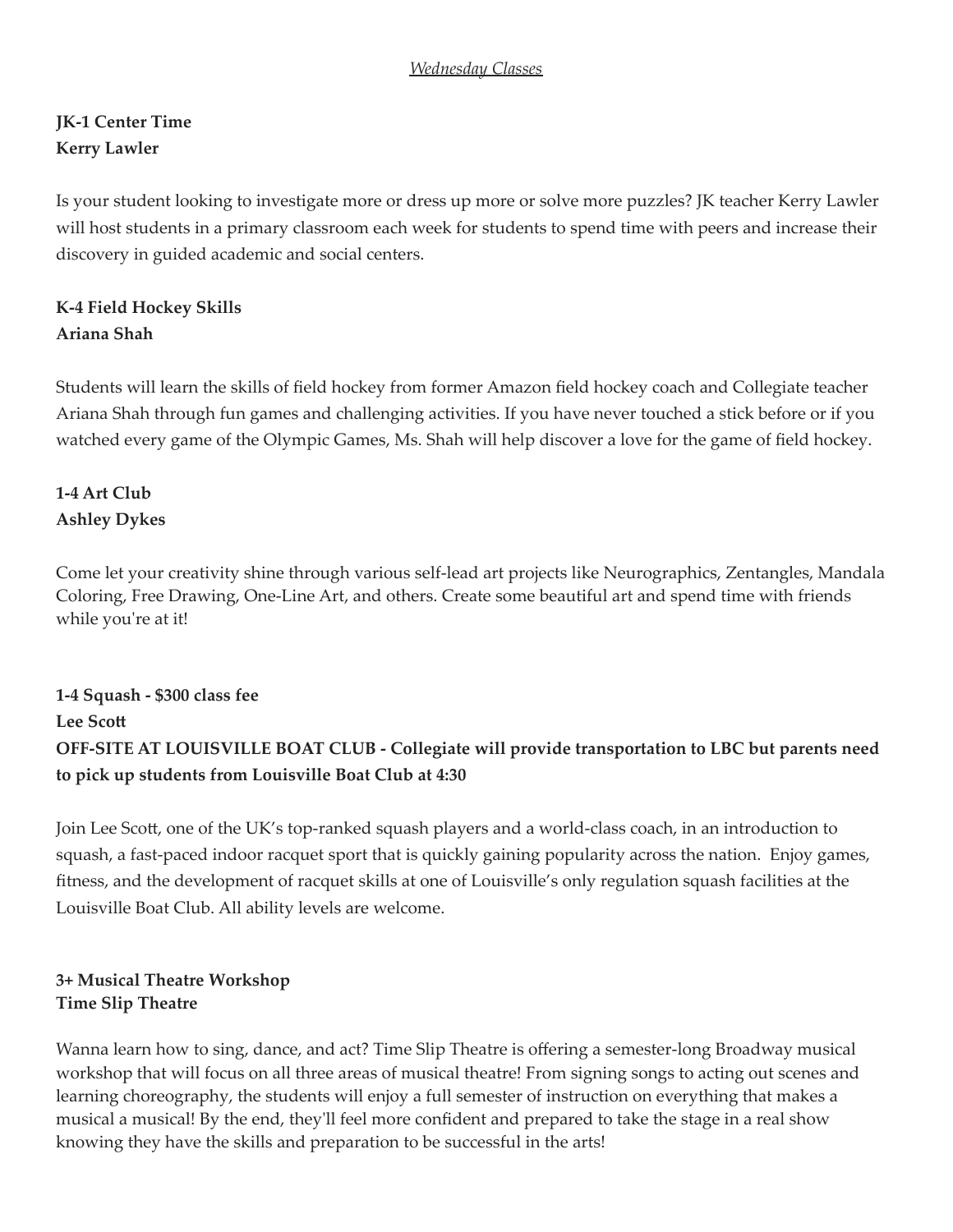*Wednesday Classes*

**JK-1 Center Time**
**Kerry Lawler**

Is your student looking to investigate more or dress up more or solve more puzzles? JK teacher Kerry Lawler will host students in a primary classroom each week for students to spend time with peers and increase their discovery in guided academic and social centers.

**K-4 Field Hockey Skills**
**Ariana Shah**

Students will learn the skills of field hockey from former Amazon field hockey coach and Collegiate teacher Ariana Shah through fun games and challenging activities. If you have never touched a stick before or if you watched every game of the Olympic Games, Ms. Shah will help discover a love for the game of field hockey.

**1-4 Art Club**
**Ashley Dykes**

Come let your creativity shine through various self-lead art projects like Neurographics, Zentangles, Mandala Coloring, Free Drawing, One-Line Art, and others. Create some beautiful art and spend time with friends while you're at it!

**1-4 Squash - $300 class fee**
**Lee Scott**
**OFF-SITE AT LOUISVILLE BOAT CLUB - Collegiate will provide transportation to LBC but parents need to pick up students from Louisville Boat Club at 4:30**

Join Lee Scott, one of the UK's top-ranked squash players and a world-class coach, in an introduction to squash, a fast-paced indoor racquet sport that is quickly gaining popularity across the nation. Enjoy games, fitness, and the development of racquet skills at one of Louisville's only regulation squash facilities at the Louisville Boat Club. All ability levels are welcome.

**3+ Musical Theatre Workshop**
**Time Slip Theatre**

Wanna learn how to sing, dance, and act? Time Slip Theatre is offering a semester-long Broadway musical workshop that will focus on all three areas of musical theatre! From signing songs to acting out scenes and learning choreography, the students will enjoy a full semester of instruction on everything that makes a musical a musical! By the end, they'll feel more confident and prepared to take the stage in a real show knowing they have the skills and preparation to be successful in the arts!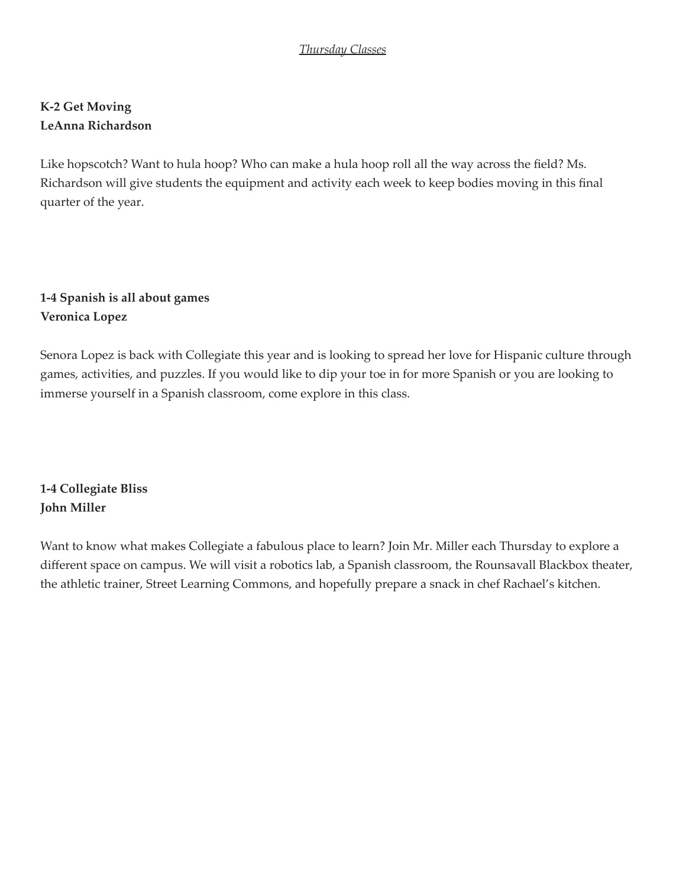*Thursday Classes*

**K-2 Get Moving**
**LeAnna Richardson**

Like hopscotch? Want to hula hoop? Who can make a hula hoop roll all the way across the field? Ms. Richardson will give students the equipment and activity each week to keep bodies moving in this final quarter of the year.

**1-4 Spanish is all about games**
**Veronica Lopez**

Senora Lopez is back with Collegiate this year and is looking to spread her love for Hispanic culture through games, activities, and puzzles. If you would like to dip your toe in for more Spanish or you are looking to immerse yourself in a Spanish classroom, come explore in this class.

**1-4 Collegiate Bliss**
**John Miller**

Want to know what makes Collegiate a fabulous place to learn? Join Mr. Miller each Thursday to explore a different space on campus. We will visit a robotics lab, a Spanish classroom, the Rounsavall Blackbox theater, the athletic trainer, Street Learning Commons, and hopefully prepare a snack in chef Rachael's kitchen.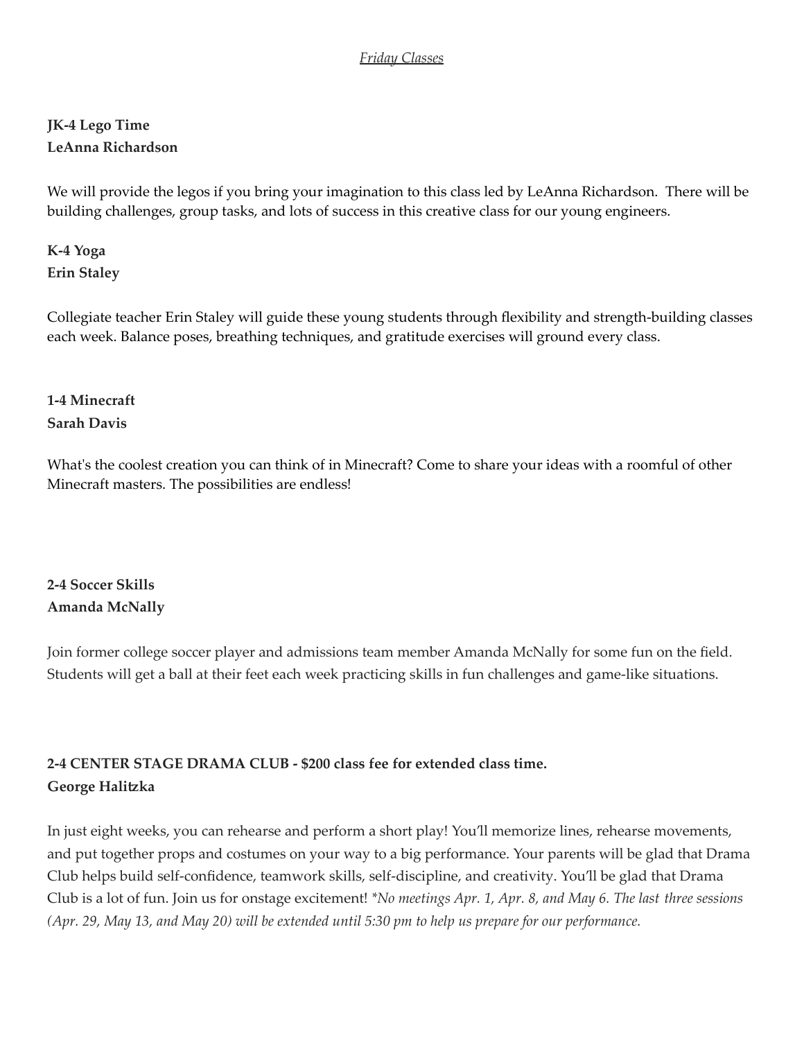*Friday Classes*

**JK-4 Lego Time**
**LeAnna Richardson**

We will provide the legos if you bring your imagination to this class led by LeAnna Richardson. There will be building challenges, group tasks, and lots of success in this creative class for our young engineers.

**K-4 Yoga**
**Erin Staley**

Collegiate teacher Erin Staley will guide these young students through flexibility and strength-building classes each week. Balance poses, breathing techniques, and gratitude exercises will ground every class.

**1-4 Minecraft**
**Sarah Davis**

What's the coolest creation you can think of in Minecraft? Come to share your ideas with a roomful of other Minecraft masters. The possibilities are endless!

**2-4 Soccer Skills**
**Amanda McNally**

Join former college soccer player and admissions team member Amanda McNally for some fun on the field. Students will get a ball at their feet each week practicing skills in fun challenges and game-like situations.

**2-4 CENTER STAGE DRAMA CLUB - $200 class fee for extended class time.**
**George Halitzka**

In just eight weeks, you can rehearse and perform a short play! You'll memorize lines, rehearse movements, and put together props and costumes on your way to a big performance. Your parents will be glad that Drama Club helps build self-confidence, teamwork skills, self-discipline, and creativity. You'll be glad that Drama Club is a lot of fun. Join us for onstage excitement! *\*No meetings Apr. 1, Apr. 8, and May 6. The last three sessions (Apr. 29, May 13, and May 20) will be extended until 5:30 pm to help us prepare for our performance.*